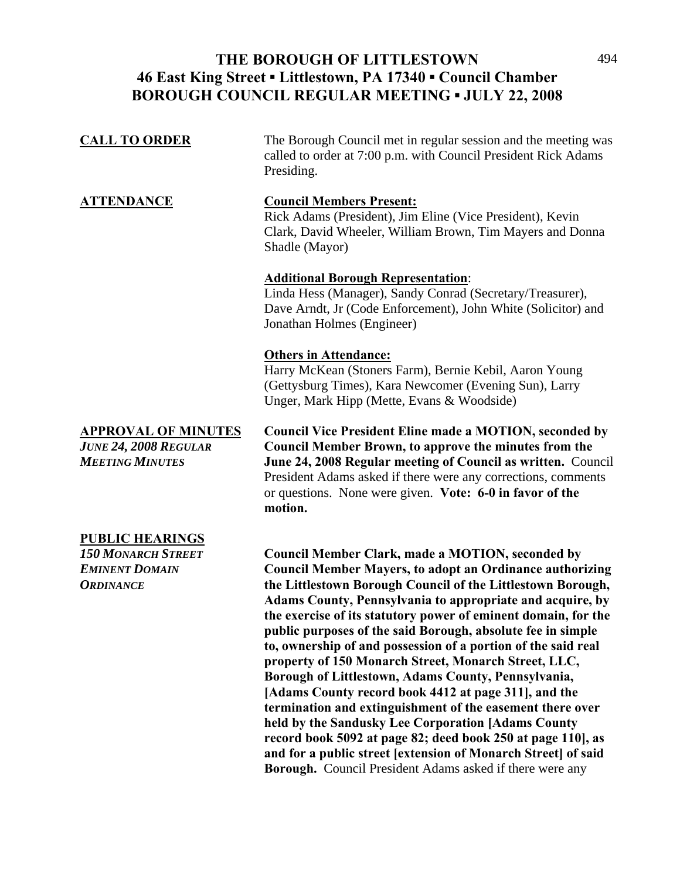## THE BOROUGH OF LITTLESTOWN
## 46 East King Street ▪ Littlestown, PA 17340 ▪ Council Chamber
## BOROUGH COUNCIL REGULAR MEETING ▪ JULY 22, 2008

**CALL TO ORDER**

The Borough Council met in regular session and the meeting was called to order at 7:00 p.m. with Council President Rick Adams Presiding.

**ATTENDANCE**

**Council Members Present:**
Rick Adams (President), Jim Eline (Vice President), Kevin Clark, David Wheeler, William Brown, Tim Mayers and Donna Shadle (Mayor)

**Additional Borough Representation**:
Linda Hess (Manager), Sandy Conrad (Secretary/Treasurer), Dave Arndt, Jr (Code Enforcement), John White (Solicitor) and Jonathan Holmes (Engineer)

**Others in Attendance:**
Harry McKean (Stoners Farm), Bernie Kebil, Aaron Young (Gettysburg Times), Kara Newcomer (Evening Sun), Larry Unger, Mark Hipp (Mette, Evans & Woodside)

**APPROVAL OF MINUTES**
***JUNE 24, 2008 REGULAR MEETING MINUTES***

**Council Vice President Eline made a MOTION, seconded by Council Member Brown, to approve the minutes from the June 24, 2008 Regular meeting of Council as written.** Council President Adams asked if there were any corrections, comments or questions. None were given. **Vote: 6-0 in favor of the motion.**

**PUBLIC HEARINGS**
***150 MONARCH STREET EMINENT DOMAIN ORDINANCE***

**Council Member Clark, made a MOTION, seconded by Council Member Mayers, to adopt an Ordinance authorizing the Littlestown Borough Council of the Littlestown Borough, Adams County, Pennsylvania to appropriate and acquire, by the exercise of its statutory power of eminent domain, for the public purposes of the said Borough, absolute fee in simple to, ownership of and possession of a portion of the said real property of 150 Monarch Street, Monarch Street, LLC, Borough of Littlestown, Adams County, Pennsylvania, [Adams County record book 4412 at page 311], and the termination and extinguishment of the easement there over held by the Sandusky Lee Corporation [Adams County record book 5092 at page 82; deed book 250 at page 110], as and for a public street [extension of Monarch Street] of said Borough.** Council President Adams asked if there were any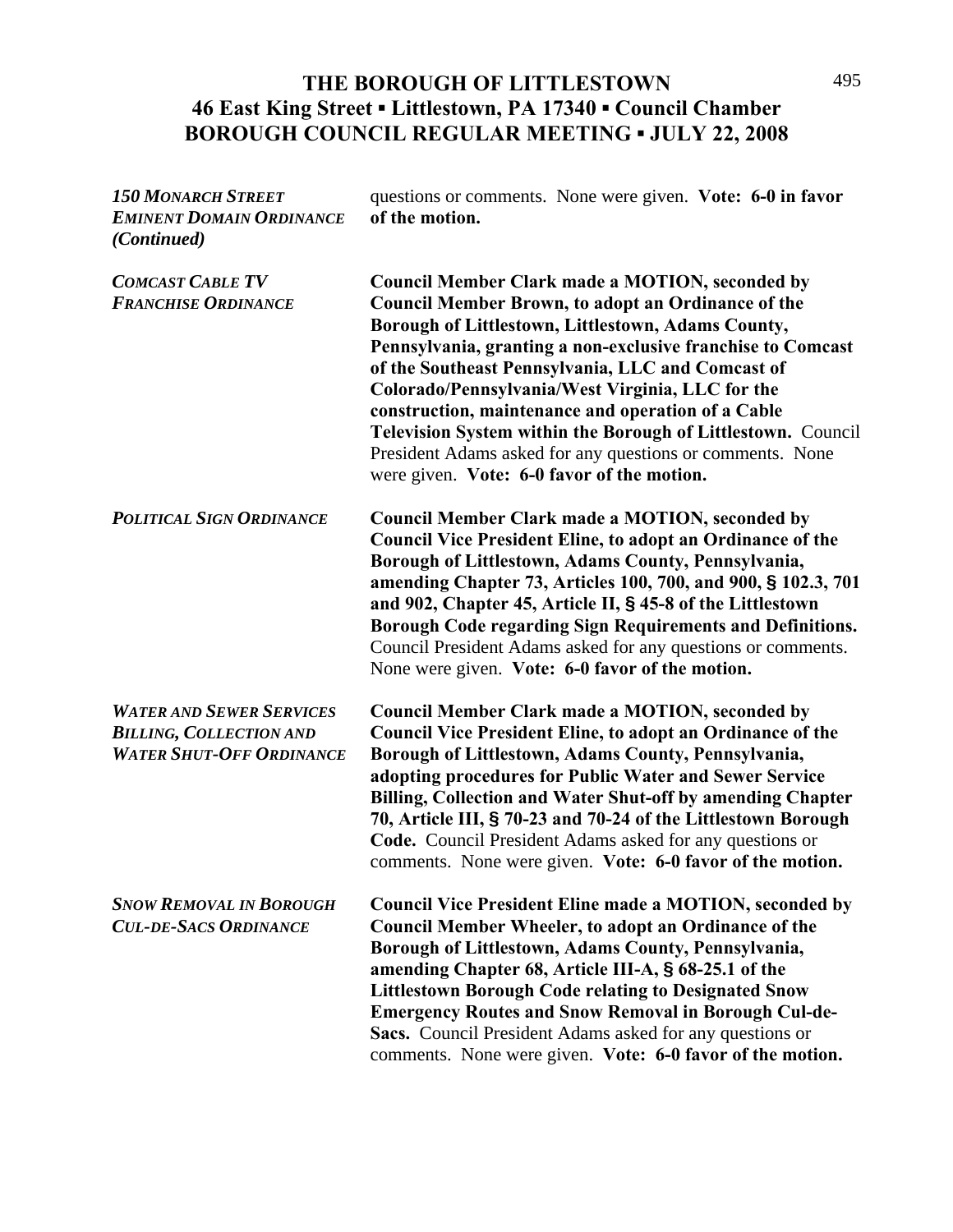***150 MONARCH STREET EMINENT DOMAIN ORDINANCE (Continued)***

questions or comments. None were given. **Vote: 6-0 in favor of the motion.**

***COMCAST CABLE TV FRANCHISE ORDINANCE***

**Council Member Clark made a MOTION, seconded by Council Member Brown, to adopt an Ordinance of the Borough of Littlestown, Littlestown, Adams County, Pennsylvania, granting a non-exclusive franchise to Comcast of the Southeast Pennsylvania, LLC and Comcast of Colorado/Pennsylvania/West Virginia, LLC for the construction, maintenance and operation of a Cable Television System within the Borough of Littlestown.** Council President Adams asked for any questions or comments. None were given. **Vote: 6-0 favor of the motion.**

***POLITICAL SIGN ORDINANCE***

**Council Member Clark made a MOTION, seconded by Council Vice President Eline, to adopt an Ordinance of the Borough of Littlestown, Adams County, Pennsylvania, amending Chapter 73, Articles 100, 700, and 900, § 102.3, 701 and 902, Chapter 45, Article II, § 45-8 of the Littlestown Borough Code regarding Sign Requirements and Definitions.** Council President Adams asked for any questions or comments. None were given. **Vote: 6-0 favor of the motion.**

***WATER AND SEWER SERVICES BILLING, COLLECTION AND WATER SHUT-OFF ORDINANCE***

**Council Member Clark made a MOTION, seconded by Council Vice President Eline, to adopt an Ordinance of the Borough of Littlestown, Adams County, Pennsylvania, adopting procedures for Public Water and Sewer Service Billing, Collection and Water Shut-off by amending Chapter 70, Article III, § 70-23 and 70-24 of the Littlestown Borough Code.** Council President Adams asked for any questions or comments. None were given. **Vote: 6-0 favor of the motion.**

***SNOW REMOVAL IN BOROUGH CUL-DE-SACS ORDINANCE***

**Council Vice President Eline made a MOTION, seconded by Council Member Wheeler, to adopt an Ordinance of the Borough of Littlestown, Adams County, Pennsylvania, amending Chapter 68, Article III-A, § 68-25.1 of the Littlestown Borough Code relating to Designated Snow Emergency Routes and Snow Removal in Borough Cul-de-Sacs.** Council President Adams asked for any questions or comments. None were given. **Vote: 6-0 favor of the motion.**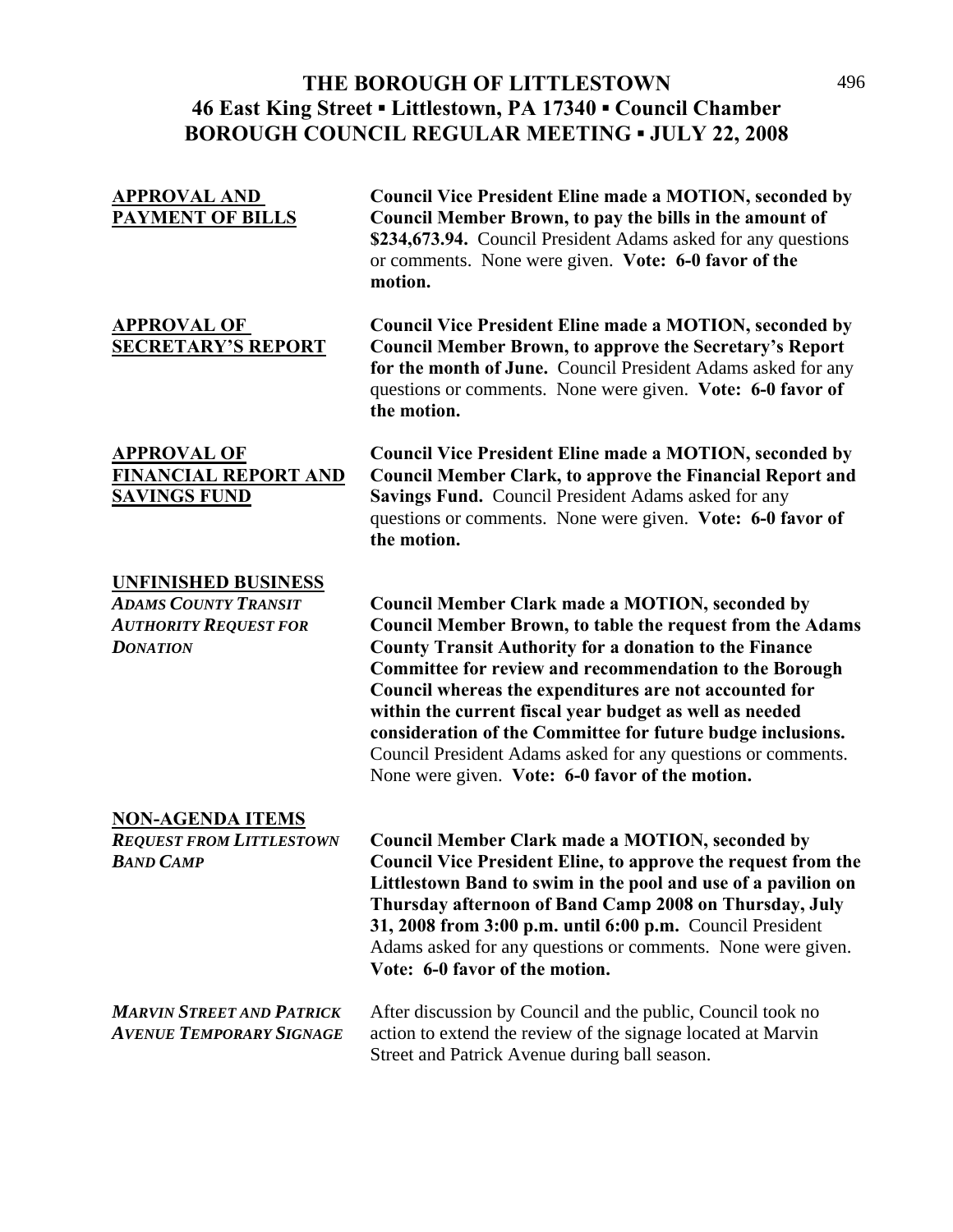# THE BOROUGH OF LITTLESTOWN
## 46 East King Street ▪ Littlestown, PA 17340 ▪ Council Chamber
## BOROUGH COUNCIL REGULAR MEETING ▪ JULY 22, 2008

**APPROVAL AND PAYMENT OF BILLS**

**Council Vice President Eline made a MOTION, seconded by Council Member Brown, to pay the bills in the amount of $234,673.94.** Council President Adams asked for any questions or comments. None were given. **Vote: 6-0 favor of the motion.**

**APPROVAL OF SECRETARY'S REPORT**

**Council Vice President Eline made a MOTION, seconded by Council Member Brown, to approve the Secretary's Report for the month of June.** Council President Adams asked for any questions or comments. None were given. **Vote: 6-0 favor of the motion.**

**APPROVAL OF FINANCIAL REPORT AND SAVINGS FUND**

**Council Vice President Eline made a MOTION, seconded by Council Member Clark, to approve the Financial Report and Savings Fund.** Council President Adams asked for any questions or comments. None were given. **Vote: 6-0 favor of the motion.**

**UNFINISHED BUSINESS**

***ADAMS COUNTY TRANSIT AUTHORITY REQUEST FOR DONATION***

**Council Member Clark made a MOTION, seconded by Council Member Brown, to table the request from the Adams County Transit Authority for a donation to the Finance Committee for review and recommendation to the Borough Council whereas the expenditures are not accounted for within the current fiscal year budget as well as needed consideration of the Committee for future budge inclusions.** Council President Adams asked for any questions or comments. None were given. **Vote: 6-0 favor of the motion.**

**NON-AGENDA ITEMS**

***REQUEST FROM LITTLESTOWN BAND CAMP***

**Council Member Clark made a MOTION, seconded by Council Vice President Eline, to approve the request from the Littlestown Band to swim in the pool and use of a pavilion on Thursday afternoon of Band Camp 2008 on Thursday, July 31, 2008 from 3:00 p.m. until 6:00 p.m.** Council President Adams asked for any questions or comments. None were given. **Vote: 6-0 favor of the motion.**

***MARVIN STREET AND PATRICK AVENUE TEMPORARY SIGNAGE***

After discussion by Council and the public, Council took no action to extend the review of the signage located at Marvin Street and Patrick Avenue during ball season.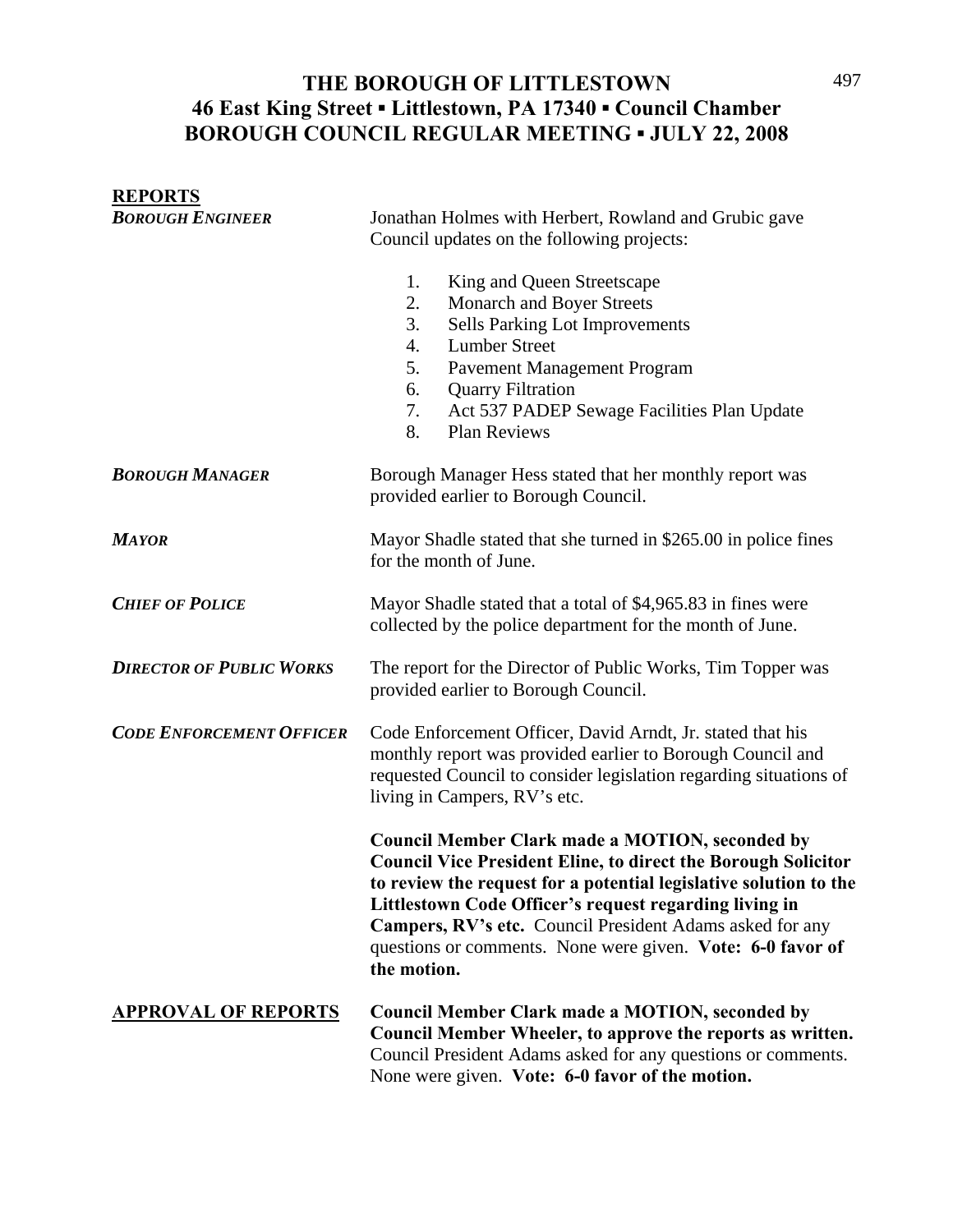# THE BOROUGH OF LITTLESTOWN
## 46 East King Street ▪ Littlestown, PA 17340 ▪ Council Chamber
## BOROUGH COUNCIL REGULAR MEETING ▪ JULY 22, 2008

**REPORTS**

***BOROUGH ENGINEER***

Jonathan Holmes with Herbert, Rowland and Grubic gave Council updates on the following projects:

1. King and Queen Streetscape
2. Monarch and Boyer Streets
3. Sells Parking Lot Improvements
4. Lumber Street
5. Pavement Management Program
6. Quarry Filtration
7. Act 537 PADEP Sewage Facilities Plan Update
8. Plan Reviews

***BOROUGH MANAGER***

Borough Manager Hess stated that her monthly report was provided earlier to Borough Council.

***MAYOR***

Mayor Shadle stated that she turned in $265.00 in police fines for the month of June.

***CHIEF OF POLICE***

Mayor Shadle stated that a total of $4,965.83 in fines were collected by the police department for the month of June.

***DIRECTOR OF PUBLIC WORKS***

The report for the Director of Public Works, Tim Topper was provided earlier to Borough Council.

***CODE ENFORCEMENT OFFICER***

Code Enforcement Officer, David Arndt, Jr. stated that his monthly report was provided earlier to Borough Council and requested Council to consider legislation regarding situations of living in Campers, RV's etc.

**Council Member Clark made a MOTION, seconded by Council Vice President Eline, to direct the Borough Solicitor to review the request for a potential legislative solution to the Littlestown Code Officer's request regarding living in Campers, RV's etc.** Council President Adams asked for any questions or comments. None were given. **Vote: 6-0 favor of the motion.**

**APPROVAL OF REPORTS**

**Council Member Clark made a MOTION, seconded by Council Member Wheeler, to approve the reports as written.** Council President Adams asked for any questions or comments. None were given. **Vote: 6-0 favor of the motion.**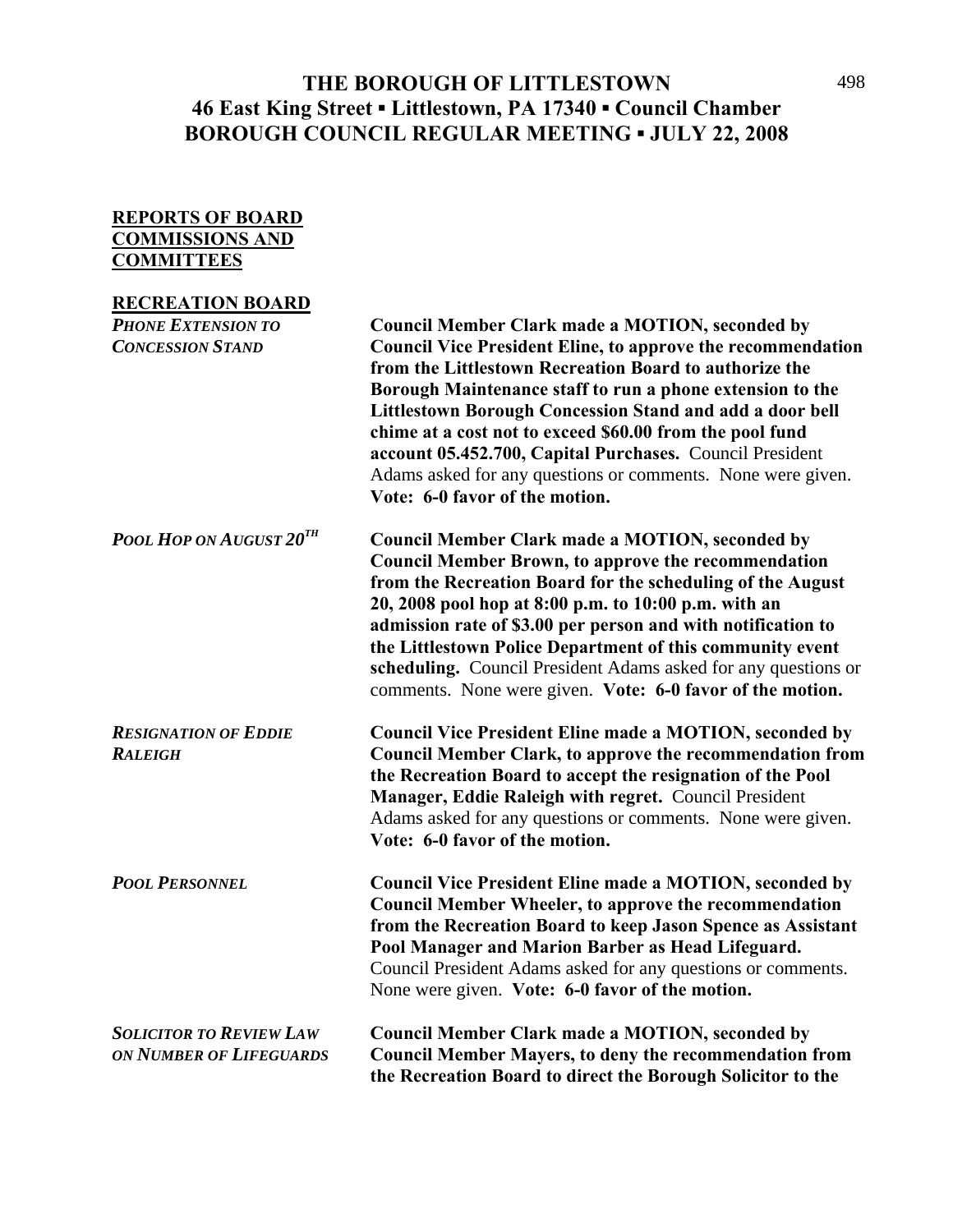# THE BOROUGH OF LITTLESTOWN
## 46 East King Street ▪ Littlestown, PA 17340 ▪ Council Chamber
## BOROUGH COUNCIL REGULAR MEETING ▪ JULY 22, 2008

**REPORTS OF BOARD COMMISSIONS AND COMMITTEES**

**RECREATION BOARD**

***PHONE EXTENSION TO CONCESSION STAND***

**Council Member Clark made a MOTION, seconded by Council Vice President Eline, to approve the recommendation from the Littlestown Recreation Board to authorize the Borough Maintenance staff to run a phone extension to the Littlestown Borough Concession Stand and add a door bell chime at a cost not to exceed $60.00 from the pool fund account 05.452.700, Capital Purchases.** Council President Adams asked for any questions or comments. None were given. **Vote: 6-0 favor of the motion.**

***POOL HOP ON AUGUST 20TH***

**Council Member Clark made a MOTION, seconded by Council Member Brown, to approve the recommendation from the Recreation Board for the scheduling of the August 20, 2008 pool hop at 8:00 p.m. to 10:00 p.m. with an admission rate of $3.00 per person and with notification to the Littlestown Police Department of this community event scheduling.** Council President Adams asked for any questions or comments. None were given. **Vote: 6-0 favor of the motion.**

***RESIGNATION OF EDDIE RALEIGH***

**Council Vice President Eline made a MOTION, seconded by Council Member Clark, to approve the recommendation from the Recreation Board to accept the resignation of the Pool Manager, Eddie Raleigh with regret.** Council President Adams asked for any questions or comments. None were given. **Vote: 6-0 favor of the motion.**

***POOL PERSONNEL***

**Council Vice President Eline made a MOTION, seconded by Council Member Wheeler, to approve the recommendation from the Recreation Board to keep Jason Spence as Assistant Pool Manager and Marion Barber as Head Lifeguard.** Council President Adams asked for any questions or comments. None were given. **Vote: 6-0 favor of the motion.**

***SOLICITOR TO REVIEW LAW ON NUMBER OF LIFEGUARDS***

**Council Member Clark made a MOTION, seconded by Council Member Mayers, to deny the recommendation from the Recreation Board to direct the Borough Solicitor to the**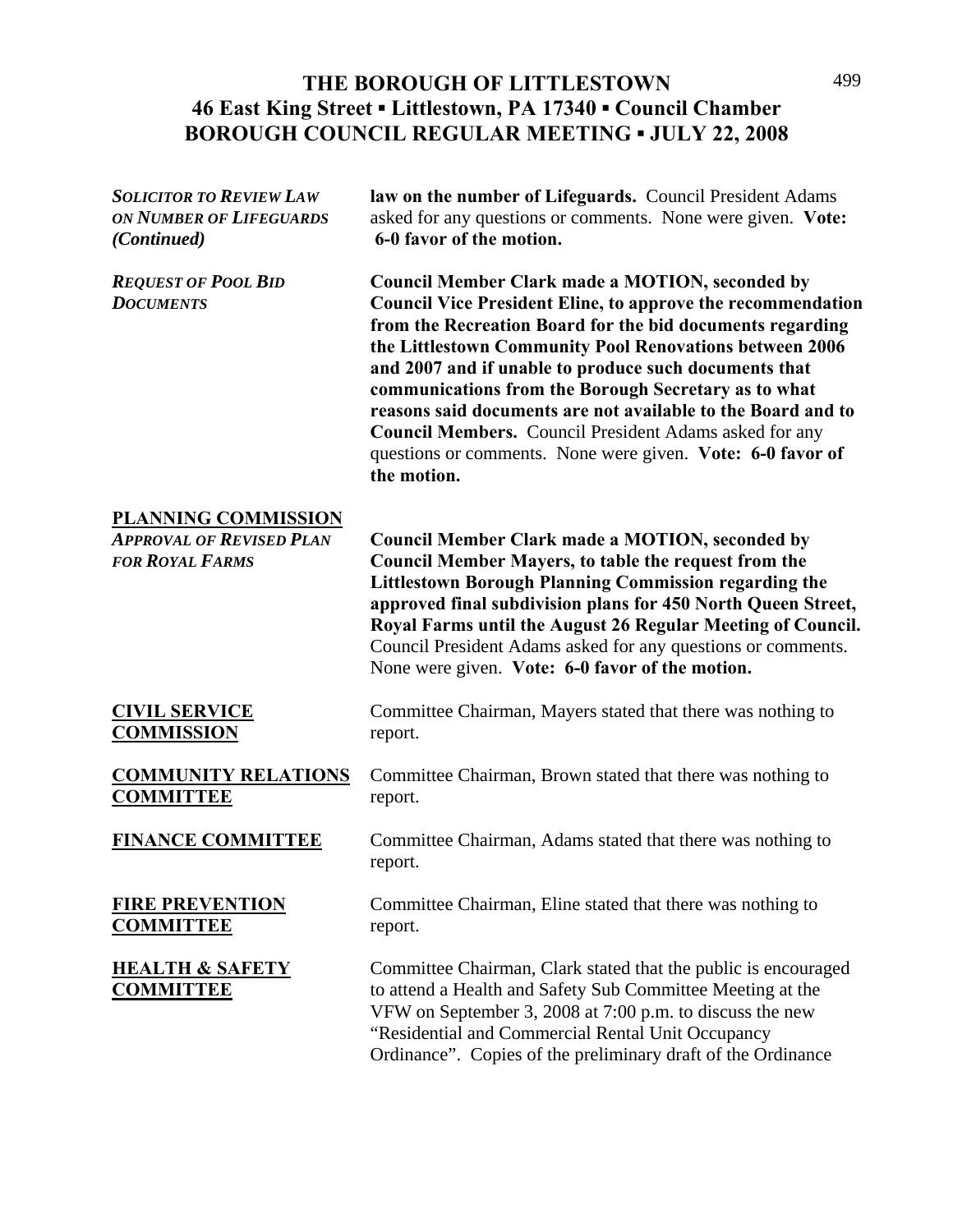***SOLICITOR TO REVIEW LAW ON NUMBER OF LIFEGUARDS (Continued)***

**law on the number of Lifeguards.** Council President Adams asked for any questions or comments. None were given. **Vote: 6-0 favor of the motion.**

***REQUEST OF POOL BID DOCUMENTS***

**Council Member Clark made a MOTION, seconded by Council Vice President Eline, to approve the recommendation from the Recreation Board for the bid documents regarding the Littlestown Community Pool Renovations between 2006 and 2007 and if unable to produce such documents that communications from the Borough Secretary as to what reasons said documents are not available to the Board and to Council Members.** Council President Adams asked for any questions or comments. None were given. **Vote: 6-0 favor of the motion.**

## PLANNING COMMISSION

***APPROVAL OF REVISED PLAN FOR ROYAL FARMS***

**Council Member Clark made a MOTION, seconded by Council Member Mayers, to table the request from the Littlestown Borough Planning Commission regarding the approved final subdivision plans for 450 North Queen Street, Royal Farms until the August 26 Regular Meeting of Council.** Council President Adams asked for any questions or comments. None were given. **Vote: 6-0 favor of the motion.**

## CIVIL SERVICE COMMISSION

Committee Chairman, Mayers stated that there was nothing to report.

## COMMUNITY RELATIONS COMMITTEE

Committee Chairman, Brown stated that there was nothing to report.

## FINANCE COMMITTEE

Committee Chairman, Adams stated that there was nothing to report.

## FIRE PREVENTION COMMITTEE

Committee Chairman, Eline stated that there was nothing to report.

## HEALTH & SAFETY COMMITTEE

Committee Chairman, Clark stated that the public is encouraged to attend a Health and Safety Sub Committee Meeting at the VFW on September 3, 2008 at 7:00 p.m. to discuss the new "Residential and Commercial Rental Unit Occupancy Ordinance". Copies of the preliminary draft of the Ordinance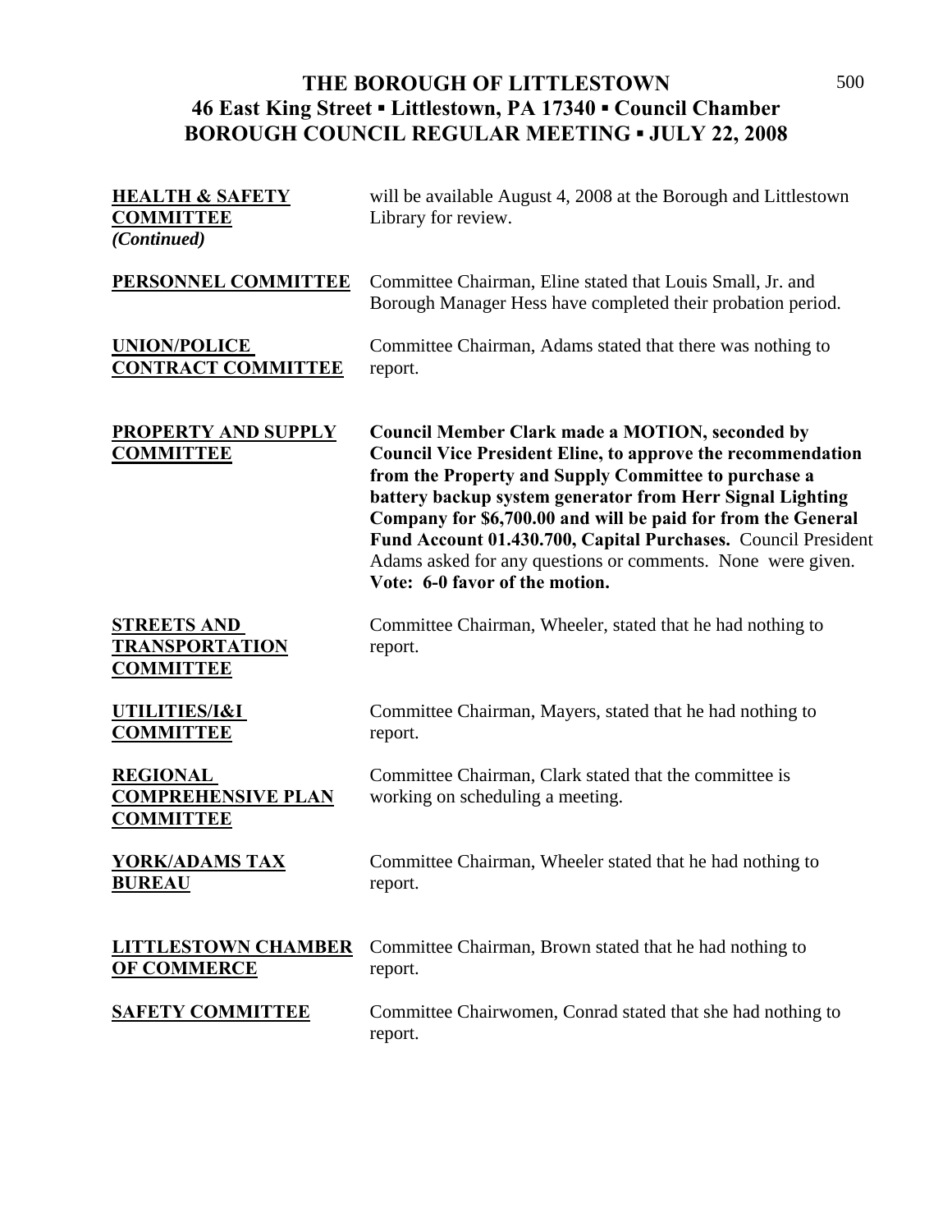# THE BOROUGH OF LITTLESTOWN
## 46 East King Street ▪ Littlestown, PA 17340 ▪ Council Chamber
## BOROUGH COUNCIL REGULAR MEETING ▪ JULY 22, 2008

**HEALTH & SAFETY COMMITTEE** ***(Continued)***

will be available August 4, 2008 at the Borough and Littlestown Library for review.

**PERSONNEL COMMITTEE**

Committee Chairman, Eline stated that Louis Small, Jr. and Borough Manager Hess have completed their probation period.

**UNION/POLICE CONTRACT COMMITTEE**

Committee Chairman, Adams stated that there was nothing to report.

**PROPERTY AND SUPPLY COMMITTEE**

**Council Member Clark made a MOTION, seconded by Council Vice President Eline, to approve the recommendation from the Property and Supply Committee to purchase a battery backup system generator from Herr Signal Lighting Company for $6,700.00 and will be paid for from the General Fund Account 01.430.700, Capital Purchases.** Council President Adams asked for any questions or comments. None were given. **Vote: 6-0 favor of the motion.**

**STREETS AND TRANSPORTATION COMMITTEE**

Committee Chairman, Wheeler, stated that he had nothing to report.

**UTILITIES/I&I COMMITTEE**

Committee Chairman, Mayers, stated that he had nothing to report.

**REGIONAL COMPREHENSIVE PLAN COMMITTEE**

Committee Chairman, Clark stated that the committee is working on scheduling a meeting.

**YORK/ADAMS TAX BUREAU**

Committee Chairman, Wheeler stated that he had nothing to report.

**LITTLESTOWN CHAMBER OF COMMERCE**

Committee Chairman, Brown stated that he had nothing to report.

**SAFETY COMMITTEE**

Committee Chairwomen, Conrad stated that she had nothing to report.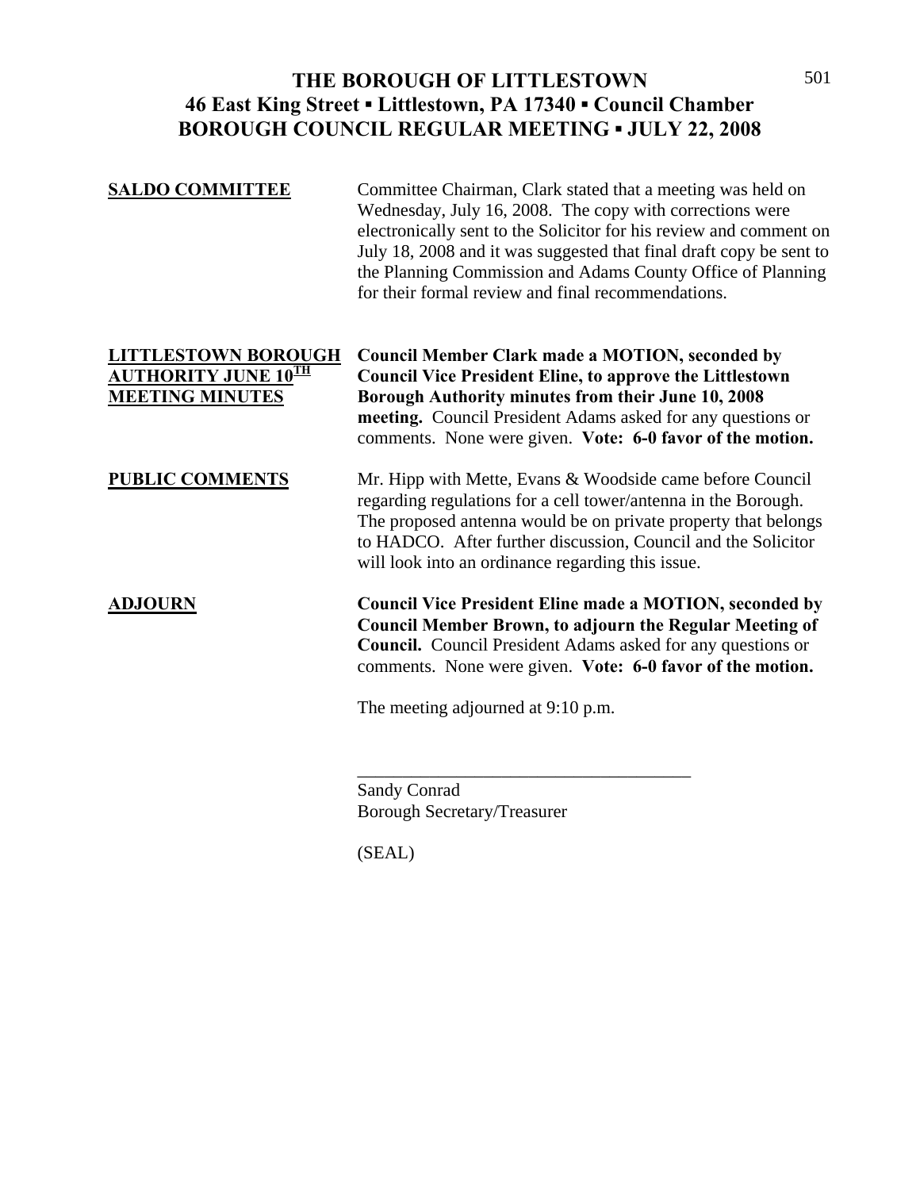# THE BOROUGH OF LITTLESTOWN
## 46 East King Street ▪ Littlestown, PA 17340 ▪ Council Chamber
## BOROUGH COUNCIL REGULAR MEETING ▪ JULY 22, 2008

**SALDO COMMITTEE**

Committee Chairman, Clark stated that a meeting was held on Wednesday, July 16, 2008. The copy with corrections were electronically sent to the Solicitor for his review and comment on July 18, 2008 and it was suggested that final draft copy be sent to the Planning Commission and Adams County Office of Planning for their formal review and final recommendations.

**LITTLESTOWN BOROUGH AUTHORITY JUNE 10TH MEETING MINUTES**

**Council Member Clark made a MOTION, seconded by Council Vice President Eline, to approve the Littlestown Borough Authority minutes from their June 10, 2008 meeting.** Council President Adams asked for any questions or comments. None were given. **Vote: 6-0 favor of the motion.**

**PUBLIC COMMENTS**

Mr. Hipp with Mette, Evans & Woodside came before Council regarding regulations for a cell tower/antenna in the Borough. The proposed antenna would be on private property that belongs to HADCO. After further discussion, Council and the Solicitor will look into an ordinance regarding this issue.

**ADJOURN**

**Council Vice President Eline made a MOTION, seconded by Council Member Brown, to adjourn the Regular Meeting of Council.** Council President Adams asked for any questions or comments. None were given. **Vote: 6-0 favor of the motion.**

The meeting adjourned at 9:10 p.m.

\_\_\_\_\_\_\_\_\_\_\_\_\_\_\_\_\_\_\_\_\_\_\_\_\_\_\_\_\_\_\_\_\_\_\_\_\_\_

Sandy Conrad
Borough Secretary/Treasurer

(SEAL)